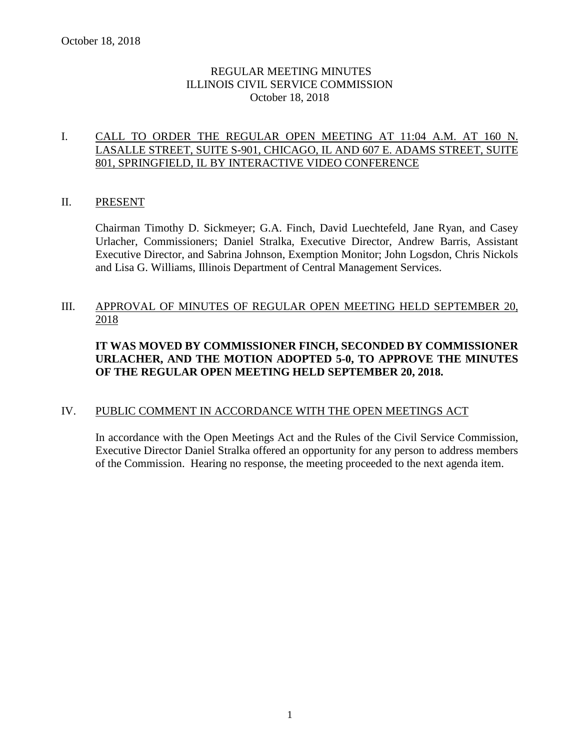October 18, 2018

# REGULAR MEETING MINUTES
# ILLINOIS CIVIL SERVICE COMMISSION
# October 18, 2018

## I. CALL TO ORDER THE REGULAR OPEN MEETING AT 11:04 A.M. AT 160 N. LASALLE STREET, SUITE S-901, CHICAGO, IL AND 607 E. ADAMS STREET, SUITE 801, SPRINGFIELD, IL BY INTERACTIVE VIDEO CONFERENCE

## II. PRESENT

Chairman Timothy D. Sickmeyer; G.A. Finch, David Luechtefeld, Jane Ryan, and Casey Urlacher, Commissioners; Daniel Stralka, Executive Director, Andrew Barris, Assistant Executive Director, and Sabrina Johnson, Exemption Monitor; John Logsdon, Chris Nickols and Lisa G. Williams, Illinois Department of Central Management Services.

## III. APPROVAL OF MINUTES OF REGULAR OPEN MEETING HELD SEPTEMBER 20, 2018

**IT WAS MOVED BY COMMISSIONER FINCH, SECONDED BY COMMISSIONER URLACHER, AND THE MOTION ADOPTED 5-0, TO APPROVE THE MINUTES OF THE REGULAR OPEN MEETING HELD SEPTEMBER 20, 2018.**

## IV. PUBLIC COMMENT IN ACCORDANCE WITH THE OPEN MEETINGS ACT

In accordance with the Open Meetings Act and the Rules of the Civil Service Commission, Executive Director Daniel Stralka offered an opportunity for any person to address members of the Commission. Hearing no response, the meeting proceeded to the next agenda item.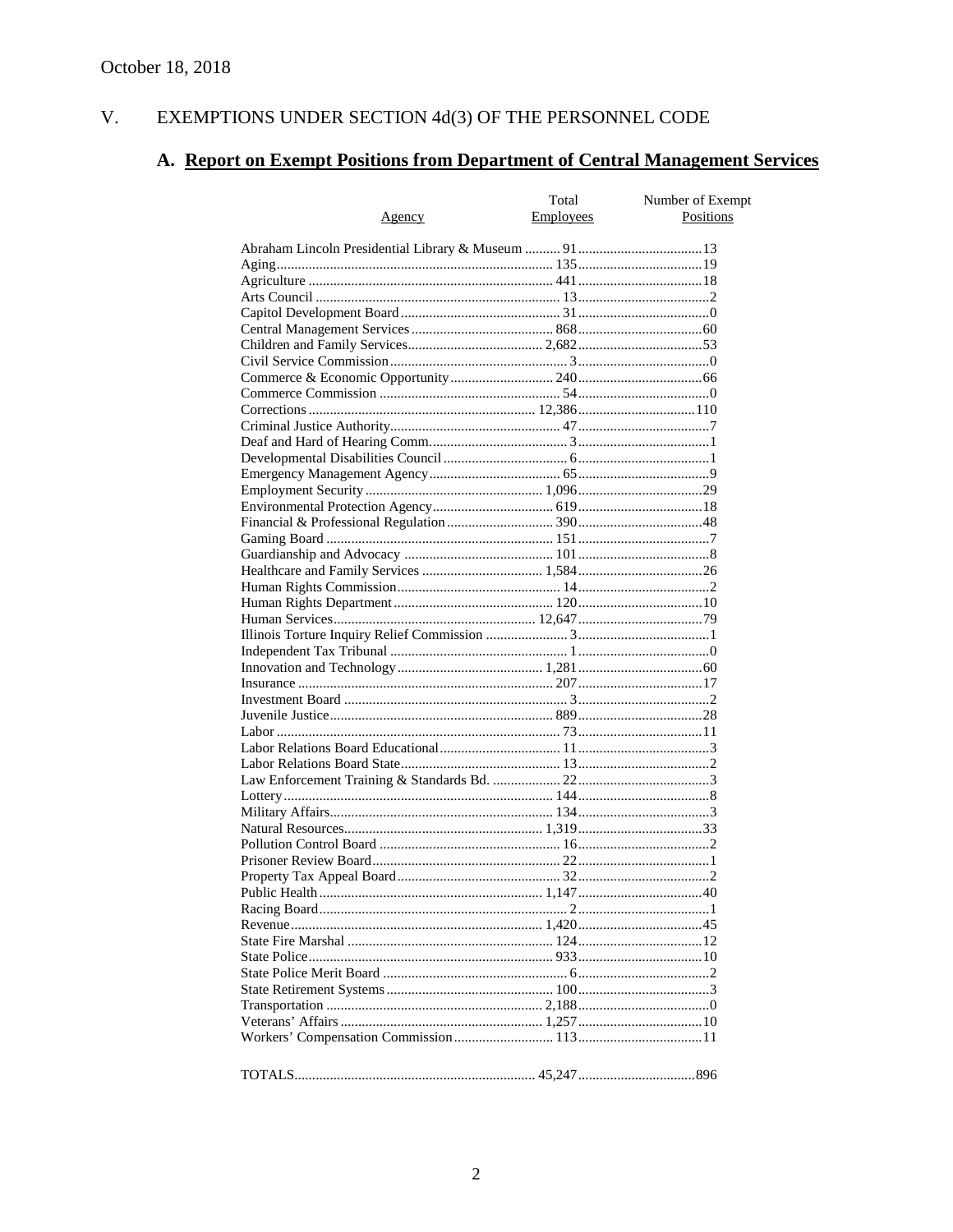October 18, 2018

## V. EXEMPTIONS UNDER SECTION 4d(3) OF THE PERSONNEL CODE

### A. Report on Exempt Positions from Department of Central Management Services

| Agency | Total Employees | Number of Exempt Positions |
|---|---|---|
| Abraham Lincoln Presidential Library & Museum | 91 | 13 |
| Aging | 135 | 19 |
| Agriculture | 441 | 18 |
| Arts Council | 13 | 2 |
| Capitol Development Board | 31 | 0 |
| Central Management Services | 868 | 60 |
| Children and Family Services | 2,682 | 53 |
| Civil Service Commission | 3 | 0 |
| Commerce & Economic Opportunity | 240 | 66 |
| Commerce Commission | 54 | 0 |
| Corrections | 12,386 | 110 |
| Criminal Justice Authority | 47 | 7 |
| Deaf and Hard of Hearing Comm. | 3 | 1 |
| Developmental Disabilities Council | 6 | 1 |
| Emergency Management Agency | 65 | 9 |
| Employment Security | 1,096 | 29 |
| Environmental Protection Agency | 619 | 18 |
| Financial & Professional Regulation | 390 | 48 |
| Gaming Board | 151 | 7 |
| Guardianship and Advocacy | 101 | 8 |
| Healthcare and Family Services | 1,584 | 26 |
| Human Rights Commission | 14 | 2 |
| Human Rights Department | 120 | 10 |
| Human Services | 12,647 | 79 |
| Illinois Torture Inquiry Relief Commission | 3 | 1 |
| Independent Tax Tribunal | 1 | 0 |
| Innovation and Technology | 1,281 | 60 |
| Insurance | 207 | 17 |
| Investment Board | 3 | 2 |
| Juvenile Justice | 889 | 28 |
| Labor | 73 | 11 |
| Labor Relations Board Educational | 11 | 3 |
| Labor Relations Board State | 13 | 2 |
| Law Enforcement Training & Standards Bd. | 22 | 3 |
| Lottery | 144 | 8 |
| Military Affairs | 134 | 3 |
| Natural Resources | 1,319 | 33 |
| Pollution Control Board | 16 | 2 |
| Prisoner Review Board | 22 | 1 |
| Property Tax Appeal Board | 32 | 2 |
| Public Health | 1,147 | 40 |
| Racing Board | 2 | 1 |
| Revenue | 1,420 | 45 |
| State Fire Marshal | 124 | 12 |
| State Police | 933 | 10 |
| State Police Merit Board | 6 | 2 |
| State Retirement Systems | 100 | 3 |
| Transportation | 2,188 | 0 |
| Veterans' Affairs | 1,257 | 10 |
| Workers' Compensation Commission | 113 | 11 |
| TOTALS | 45,247 | 896 |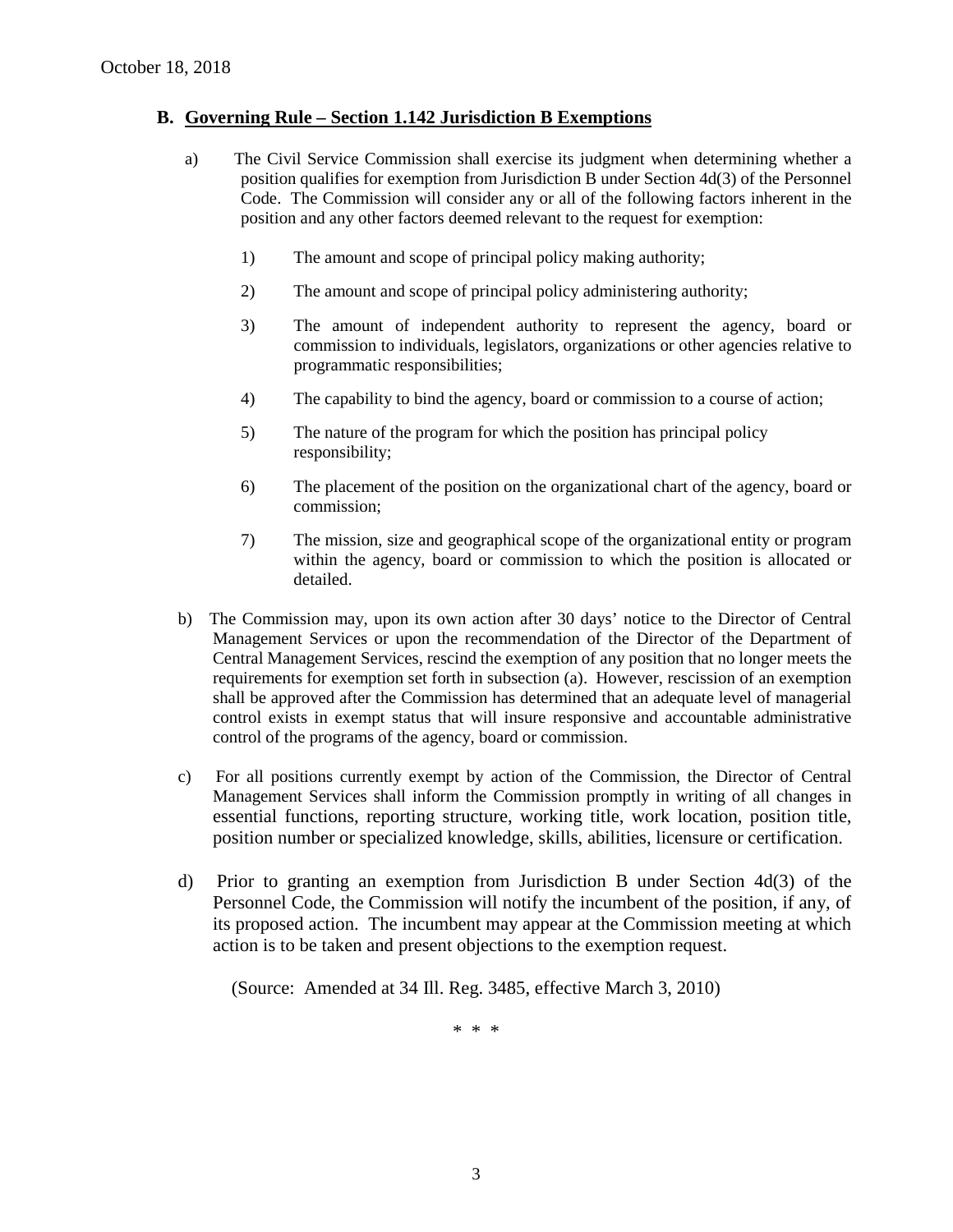## B. Governing Rule – Section 1.142 Jurisdiction B Exemptions

a) The Civil Service Commission shall exercise its judgment when determining whether a position qualifies for exemption from Jurisdiction B under Section 4d(3) of the Personnel Code. The Commission will consider any or all of the following factors inherent in the position and any other factors deemed relevant to the request for exemption:

1) The amount and scope of principal policy making authority;

2) The amount and scope of principal policy administering authority;

3) The amount of independent authority to represent the agency, board or commission to individuals, legislators, organizations or other agencies relative to programmatic responsibilities;

4) The capability to bind the agency, board or commission to a course of action;

5) The nature of the program for which the position has principal policy responsibility;

6) The placement of the position on the organizational chart of the agency, board or commission;

7) The mission, size and geographical scope of the organizational entity or program within the agency, board or commission to which the position is allocated or detailed.

b) The Commission may, upon its own action after 30 days' notice to the Director of Central Management Services or upon the recommendation of the Director of the Department of Central Management Services, rescind the exemption of any position that no longer meets the requirements for exemption set forth in subsection (a). However, rescission of an exemption shall be approved after the Commission has determined that an adequate level of managerial control exists in exempt status that will insure responsive and accountable administrative control of the programs of the agency, board or commission.

c) For all positions currently exempt by action of the Commission, the Director of Central Management Services shall inform the Commission promptly in writing of all changes in essential functions, reporting structure, working title, work location, position title, position number or specialized knowledge, skills, abilities, licensure or certification.

d) Prior to granting an exemption from Jurisdiction B under Section 4d(3) of the Personnel Code, the Commission will notify the incumbent of the position, if any, of its proposed action. The incumbent may appear at the Commission meeting at which action is to be taken and present objections to the exemption request.

(Source: Amended at 34 Ill. Reg. 3485, effective March 3, 2010)

\* \* \*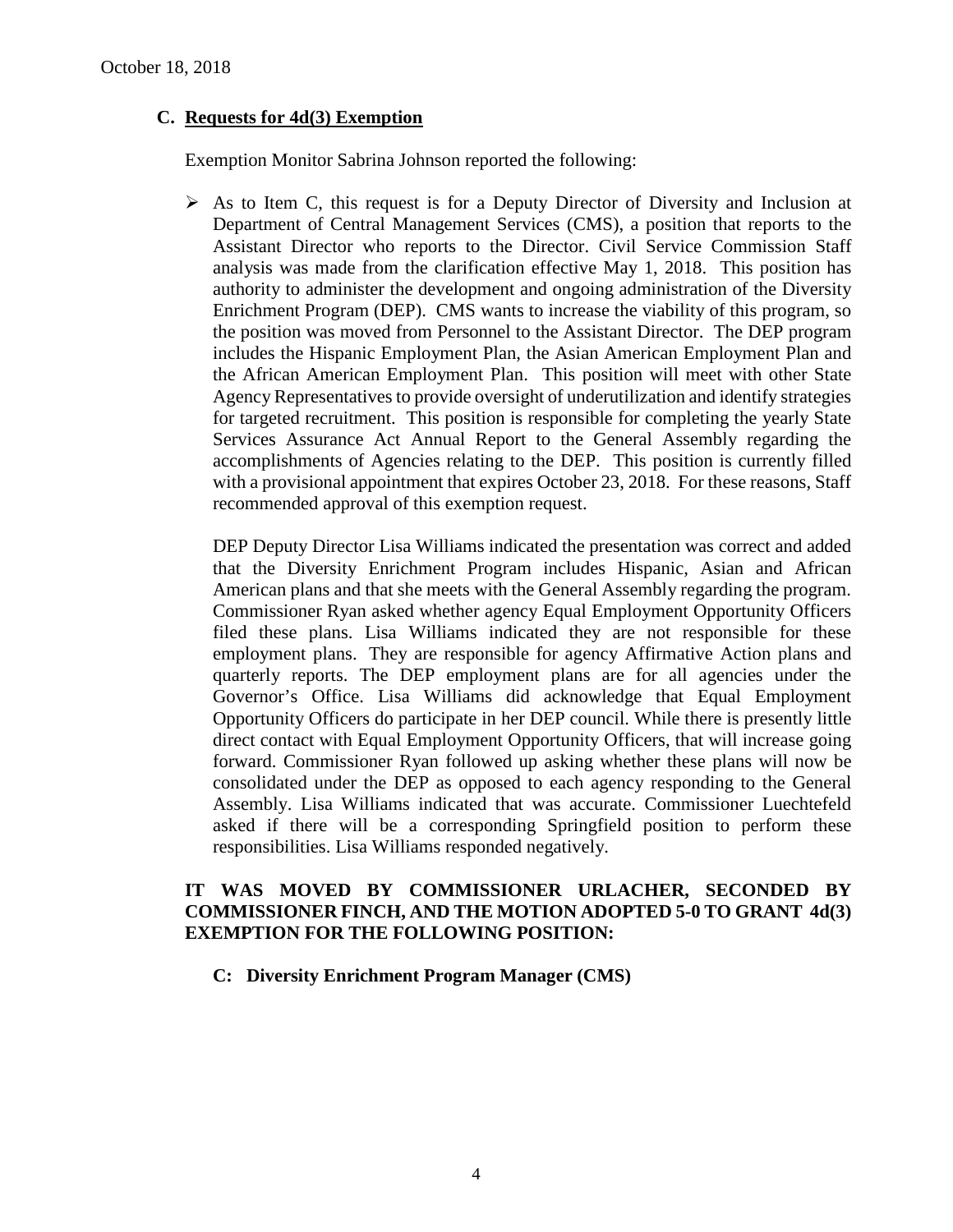October 18, 2018

### C. Requests for 4d(3) Exemption

Exemption Monitor Sabrina Johnson reported the following:

- As to Item C, this request is for a Deputy Director of Diversity and Inclusion at Department of Central Management Services (CMS), a position that reports to the Assistant Director who reports to the Director. Civil Service Commission Staff analysis was made from the clarification effective May 1, 2018. This position has authority to administer the development and ongoing administration of the Diversity Enrichment Program (DEP). CMS wants to increase the viability of this program, so the position was moved from Personnel to the Assistant Director. The DEP program includes the Hispanic Employment Plan, the Asian American Employment Plan and the African American Employment Plan. This position will meet with other State Agency Representatives to provide oversight of underutilization and identify strategies for targeted recruitment. This position is responsible for completing the yearly State Services Assurance Act Annual Report to the General Assembly regarding the accomplishments of Agencies relating to the DEP. This position is currently filled with a provisional appointment that expires October 23, 2018. For these reasons, Staff recommended approval of this exemption request.

  DEP Deputy Director Lisa Williams indicated the presentation was correct and added that the Diversity Enrichment Program includes Hispanic, Asian and African American plans and that she meets with the General Assembly regarding the program. Commissioner Ryan asked whether agency Equal Employment Opportunity Officers filed these plans. Lisa Williams indicated they are not responsible for these employment plans. They are responsible for agency Affirmative Action plans and quarterly reports. The DEP employment plans are for all agencies under the Governor's Office. Lisa Williams did acknowledge that Equal Employment Opportunity Officers do participate in her DEP council. While there is presently little direct contact with Equal Employment Opportunity Officers, that will increase going forward. Commissioner Ryan followed up asking whether these plans will now be consolidated under the DEP as opposed to each agency responding to the General Assembly. Lisa Williams indicated that was accurate. Commissioner Luechtefeld asked if there will be a corresponding Springfield position to perform these responsibilities. Lisa Williams responded negatively.

**IT WAS MOVED BY COMMISSIONER URLACHER, SECONDED BY COMMISSIONER FINCH, AND THE MOTION ADOPTED 5-0 TO GRANT 4d(3) EXEMPTION FOR THE FOLLOWING POSITION:**

**C: Diversity Enrichment Program Manager (CMS)**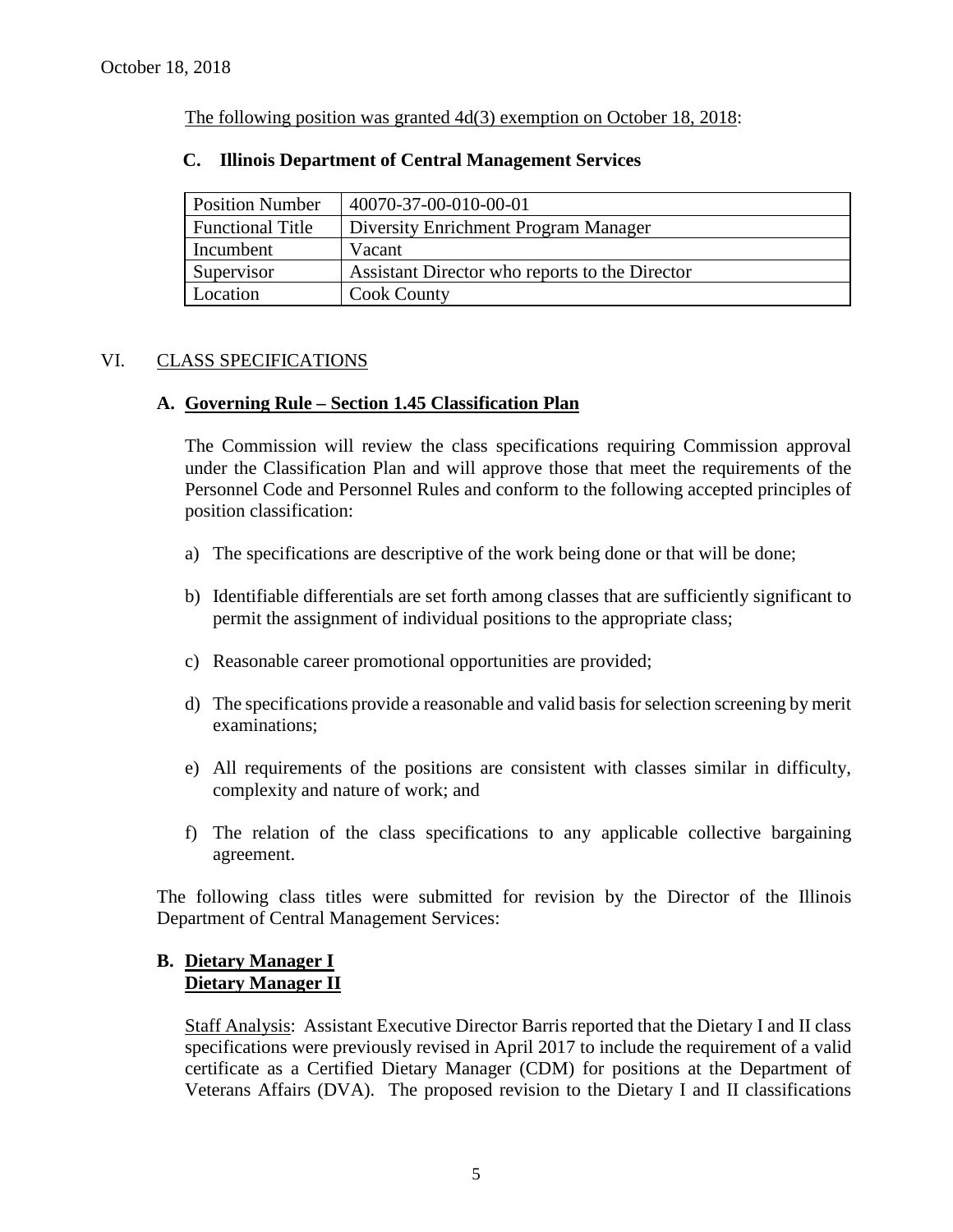October 18, 2018

The following position was granted 4d(3) exemption on October 18, 2018:

### C. Illinois Department of Central Management Services

| Position Number | 40070-37-00-010-00-01 |
| --- | --- |
| Functional Title | Diversity Enrichment Program Manager |
| Incumbent | Vacant |
| Supervisor | Assistant Director who reports to the Director |
| Location | Cook County |

## VI. CLASS SPECIFICATIONS

### A. Governing Rule – Section 1.45 Classification Plan

The Commission will review the class specifications requiring Commission approval under the Classification Plan and will approve those that meet the requirements of the Personnel Code and Personnel Rules and conform to the following accepted principles of position classification:

a) The specifications are descriptive of the work being done or that will be done;

b) Identifiable differentials are set forth among classes that are sufficiently significant to permit the assignment of individual positions to the appropriate class;

c) Reasonable career promotional opportunities are provided;

d) The specifications provide a reasonable and valid basis for selection screening by merit examinations;

e) All requirements of the positions are consistent with classes similar in difficulty, complexity and nature of work; and

f) The relation of the class specifications to any applicable collective bargaining agreement.

The following class titles were submitted for revision by the Director of the Illinois Department of Central Management Services:

### B. Dietary Manager I
### Dietary Manager II

Staff Analysis: Assistant Executive Director Barris reported that the Dietary I and II class specifications were previously revised in April 2017 to include the requirement of a valid certificate as a Certified Dietary Manager (CDM) for positions at the Department of Veterans Affairs (DVA). The proposed revision to the Dietary I and II classifications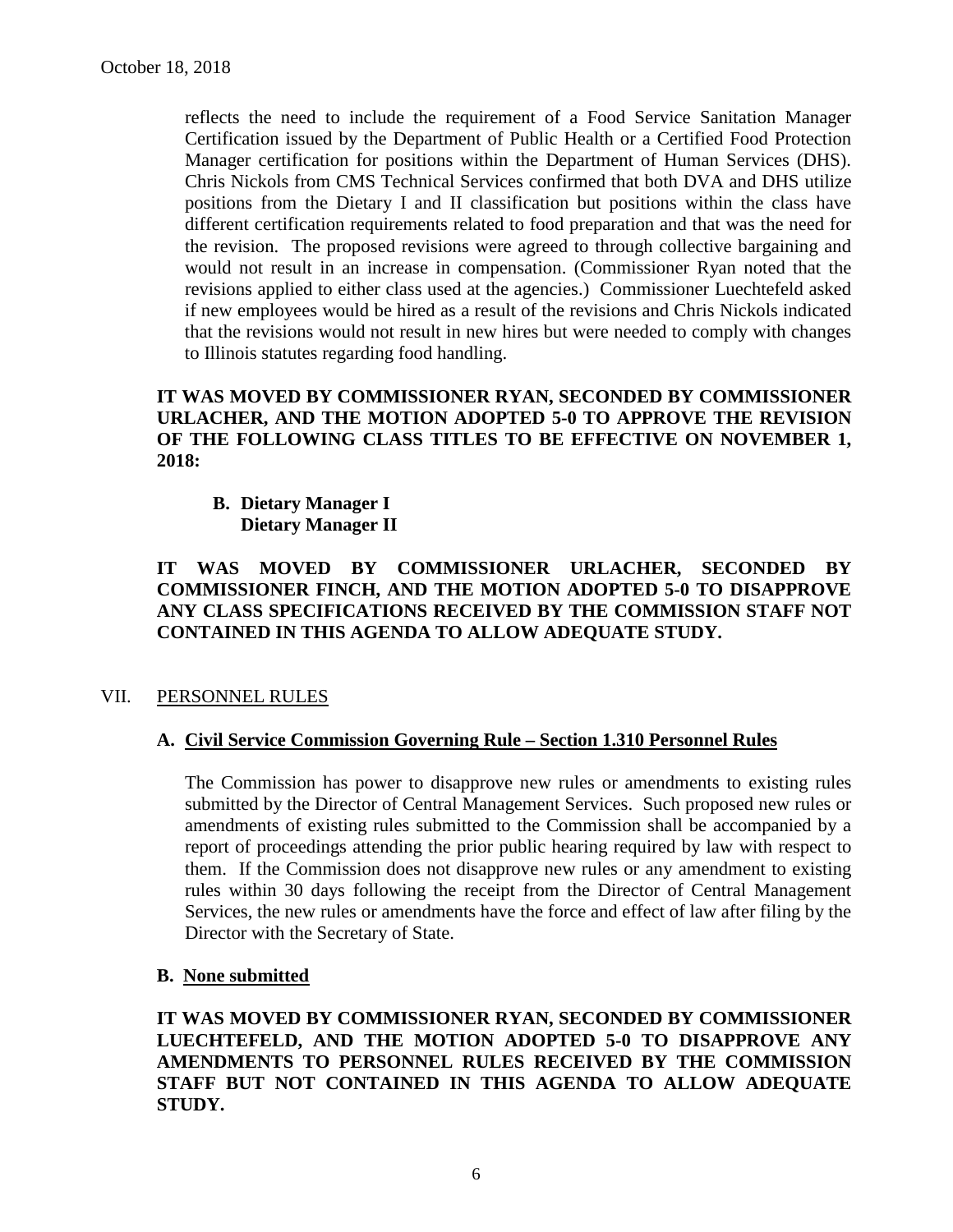reflects the need to include the requirement of a Food Service Sanitation Manager Certification issued by the Department of Public Health or a Certified Food Protection Manager certification for positions within the Department of Human Services (DHS). Chris Nickols from CMS Technical Services confirmed that both DVA and DHS utilize positions from the Dietary I and II classification but positions within the class have different certification requirements related to food preparation and that was the need for the revision. The proposed revisions were agreed to through collective bargaining and would not result in an increase in compensation. (Commissioner Ryan noted that the revisions applied to either class used at the agencies.) Commissioner Luechtefeld asked if new employees would be hired as a result of the revisions and Chris Nickols indicated that the revisions would not result in new hires but were needed to comply with changes to Illinois statutes regarding food handling.

**IT WAS MOVED BY COMMISSIONER RYAN, SECONDED BY COMMISSIONER URLACHER, AND THE MOTION ADOPTED 5-0 TO APPROVE THE REVISION OF THE FOLLOWING CLASS TITLES TO BE EFFECTIVE ON NOVEMBER 1, 2018:**

**B. Dietary Manager I**
**Dietary Manager II**

**IT WAS MOVED BY COMMISSIONER URLACHER, SECONDED BY COMMISSIONER FINCH, AND THE MOTION ADOPTED 5-0 TO DISAPPROVE ANY CLASS SPECIFICATIONS RECEIVED BY THE COMMISSION STAFF NOT CONTAINED IN THIS AGENDA TO ALLOW ADEQUATE STUDY.**

## VII. PERSONNEL RULES

### A. Civil Service Commission Governing Rule – Section 1.310 Personnel Rules

The Commission has power to disapprove new rules or amendments to existing rules submitted by the Director of Central Management Services. Such proposed new rules or amendments of existing rules submitted to the Commission shall be accompanied by a report of proceedings attending the prior public hearing required by law with respect to them. If the Commission does not disapprove new rules or any amendment to existing rules within 30 days following the receipt from the Director of Central Management Services, the new rules or amendments have the force and effect of law after filing by the Director with the Secretary of State.

### B. None submitted

**IT WAS MOVED BY COMMISSIONER RYAN, SECONDED BY COMMISSIONER LUECHTEFELD, AND THE MOTION ADOPTED 5-0 TO DISAPPROVE ANY AMENDMENTS TO PERSONNEL RULES RECEIVED BY THE COMMISSION STAFF BUT NOT CONTAINED IN THIS AGENDA TO ALLOW ADEQUATE STUDY.**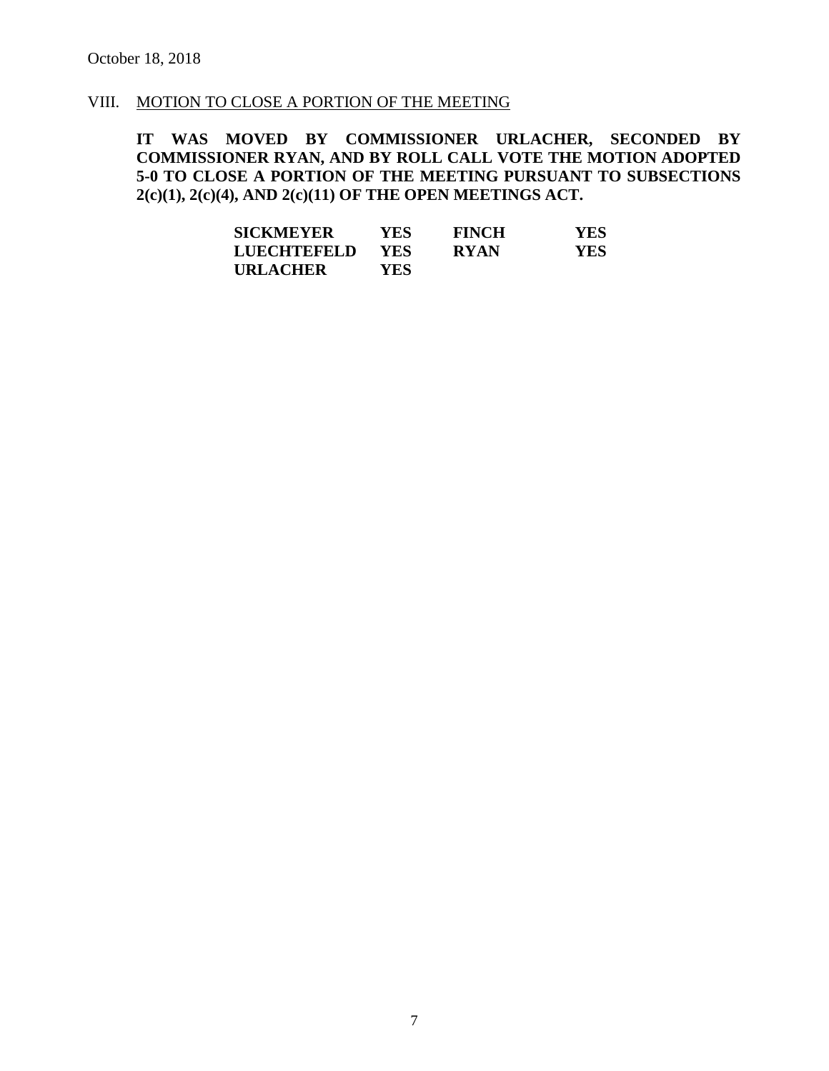October 18, 2018

## VIII. MOTION TO CLOSE A PORTION OF THE MEETING

**IT WAS MOVED BY COMMISSIONER URLACHER, SECONDED BY COMMISSIONER RYAN, AND BY ROLL CALL VOTE THE MOTION ADOPTED 5-0 TO CLOSE A PORTION OF THE MEETING PURSUANT TO SUBSECTIONS 2(c)(1), 2(c)(4), AND 2(c)(11) OF THE OPEN MEETINGS ACT.**

| | | | |
|---|---|---|---|
| **SICKMEYER** | **YES** | **FINCH** | **YES** |
| **LUECHTEFELD** | **YES** | **RYAN** | **YES** |
| **URLACHER** | **YES** | | |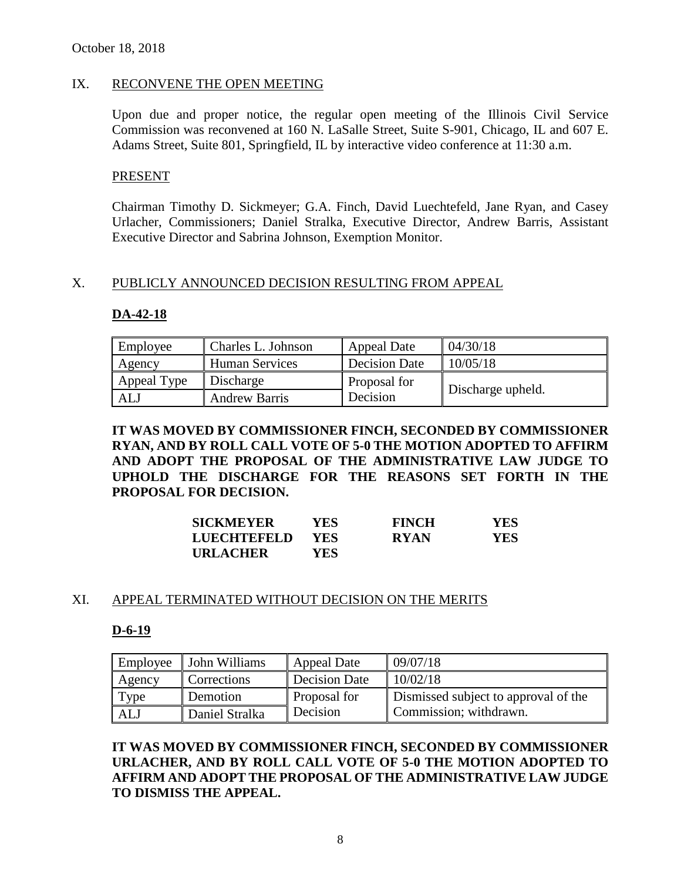October 18, 2018

## IX. RECONVENE THE OPEN MEETING

Upon due and proper notice, the regular open meeting of the Illinois Civil Service Commission was reconvened at 160 N. LaSalle Street, Suite S-901, Chicago, IL and 607 E. Adams Street, Suite 801, Springfield, IL by interactive video conference at 11:30 a.m.

PRESENT

Chairman Timothy D. Sickmeyer; G.A. Finch, David Luechtefeld, Jane Ryan, and Casey Urlacher, Commissioners; Daniel Stralka, Executive Director, Andrew Barris, Assistant Executive Director and Sabrina Johnson, Exemption Monitor.

## X. PUBLICLY ANNOUNCED DECISION RESULTING FROM APPEAL

**DA-42-18**

| Employee | Charles L. Johnson | Appeal Date | 04/30/18 |
|---|---|---|---|
| Agency | Human Services | Decision Date | 10/05/18 |
| Appeal Type | Discharge | Proposal for Decision | Discharge upheld. |
| ALJ | Andrew Barris | | |

**IT WAS MOVED BY COMMISSIONER FINCH, SECONDED BY COMMISSIONER RYAN, AND BY ROLL CALL VOTE OF 5-0 THE MOTION ADOPTED TO AFFIRM AND ADOPT THE PROPOSAL OF THE ADMINISTRATIVE LAW JUDGE TO UPHOLD THE DISCHARGE FOR THE REASONS SET FORTH IN THE PROPOSAL FOR DECISION.**

| | | | |
|---|---|---|---|
| **SICKMEYER** | **YES** | **FINCH** | **YES** |
| **LUECHTEFELD** | **YES** | **RYAN** | **YES** |
| **URLACHER** | **YES** | | |

## XI. APPEAL TERMINATED WITHOUT DECISION ON THE MERITS

**D-6-19**

| Employee | John Williams | Appeal Date | 09/07/18 |
|---|---|---|---|
| Agency | Corrections | Decision Date | 10/02/18 |
| Type | Demotion | Proposal for Decision | Dismissed subject to approval of the Commission; withdrawn. |
| ALJ | Daniel Stralka | | |

**IT WAS MOVED BY COMMISSIONER FINCH, SECONDED BY COMMISSIONER URLACHER, AND BY ROLL CALL VOTE OF 5-0 THE MOTION ADOPTED TO AFFIRM AND ADOPT THE PROPOSAL OF THE ADMINISTRATIVE LAW JUDGE TO DISMISS THE APPEAL.**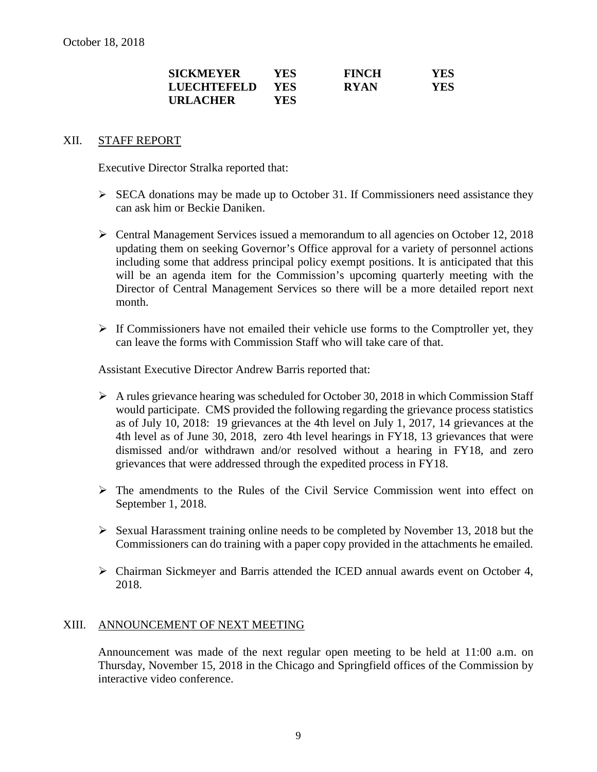October 18, 2018

| | | | |
|---|---|---|---|
| **SICKMEYER** | **YES** | **FINCH** | **YES** |
| **LUECHTEFELD** | **YES** | **RYAN** | **YES** |
| **URLACHER** | **YES** | | |

## XII. STAFF REPORT

Executive Director Stralka reported that:

- SECA donations may be made up to October 31. If Commissioners need assistance they can ask him or Beckie Daniken.
- Central Management Services issued a memorandum to all agencies on October 12, 2018 updating them on seeking Governor's Office approval for a variety of personnel actions including some that address principal policy exempt positions. It is anticipated that this will be an agenda item for the Commission's upcoming quarterly meeting with the Director of Central Management Services so there will be a more detailed report next month.
- If Commissioners have not emailed their vehicle use forms to the Comptroller yet, they can leave the forms with Commission Staff who will take care of that.

Assistant Executive Director Andrew Barris reported that:

- A rules grievance hearing was scheduled for October 30, 2018 in which Commission Staff would participate. CMS provided the following regarding the grievance process statistics as of July 10, 2018: 19 grievances at the 4th level on July 1, 2017, 14 grievances at the 4th level as of June 30, 2018, zero 4th level hearings in FY18, 13 grievances that were dismissed and/or withdrawn and/or resolved without a hearing in FY18, and zero grievances that were addressed through the expedited process in FY18.
- The amendments to the Rules of the Civil Service Commission went into effect on September 1, 2018.
- Sexual Harassment training online needs to be completed by November 13, 2018 but the Commissioners can do training with a paper copy provided in the attachments he emailed.
- Chairman Sickmeyer and Barris attended the ICED annual awards event on October 4, 2018.

## XIII. ANNOUNCEMENT OF NEXT MEETING

Announcement was made of the next regular open meeting to be held at 11:00 a.m. on Thursday, November 15, 2018 in the Chicago and Springfield offices of the Commission by interactive video conference.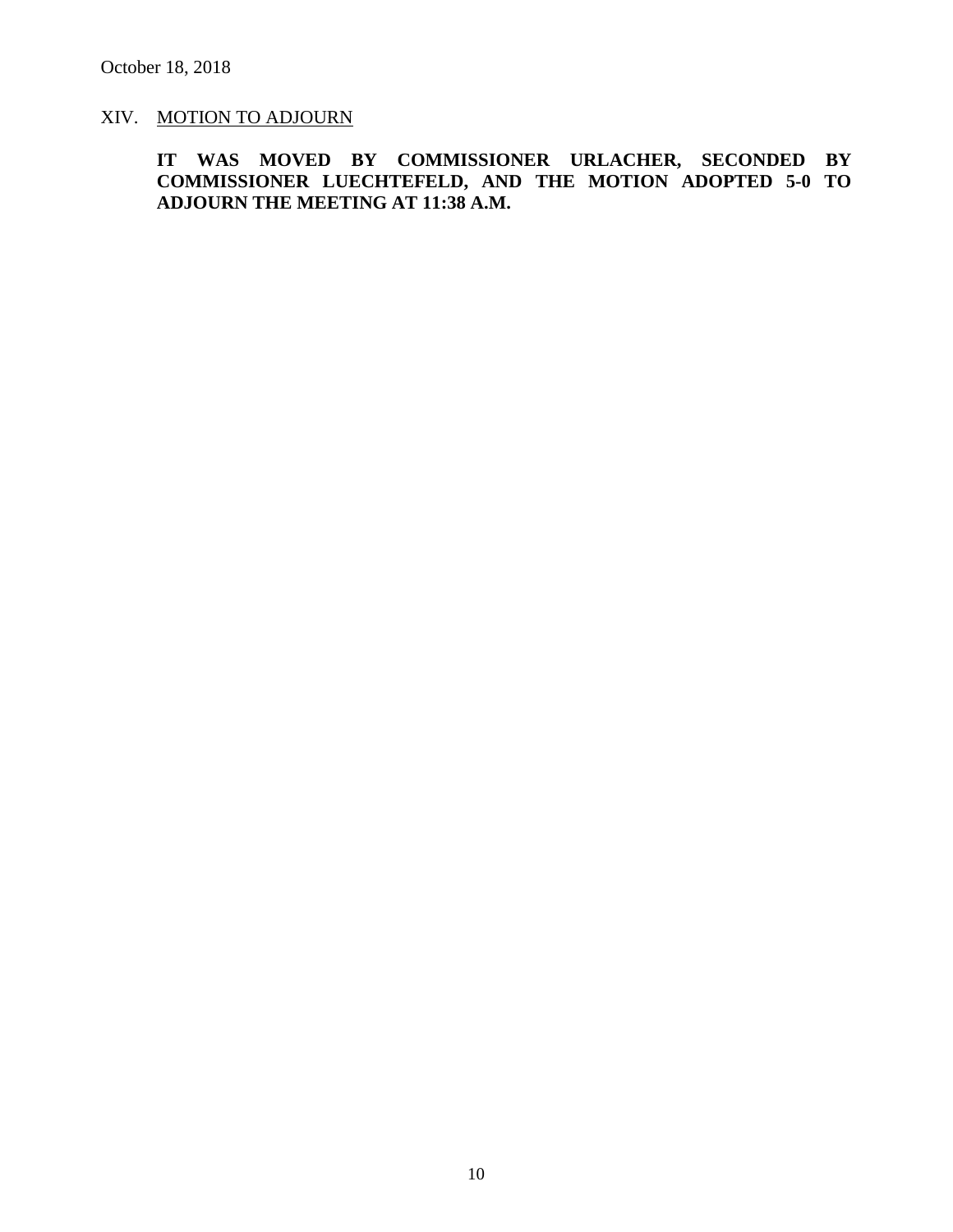October 18, 2018

## XIV. MOTION TO ADJOURN

**IT WAS MOVED BY COMMISSIONER URLACHER, SECONDED BY COMMISSIONER LUECHTEFELD, AND THE MOTION ADOPTED 5-0 TO ADJOURN THE MEETING AT 11:38 A.M.**